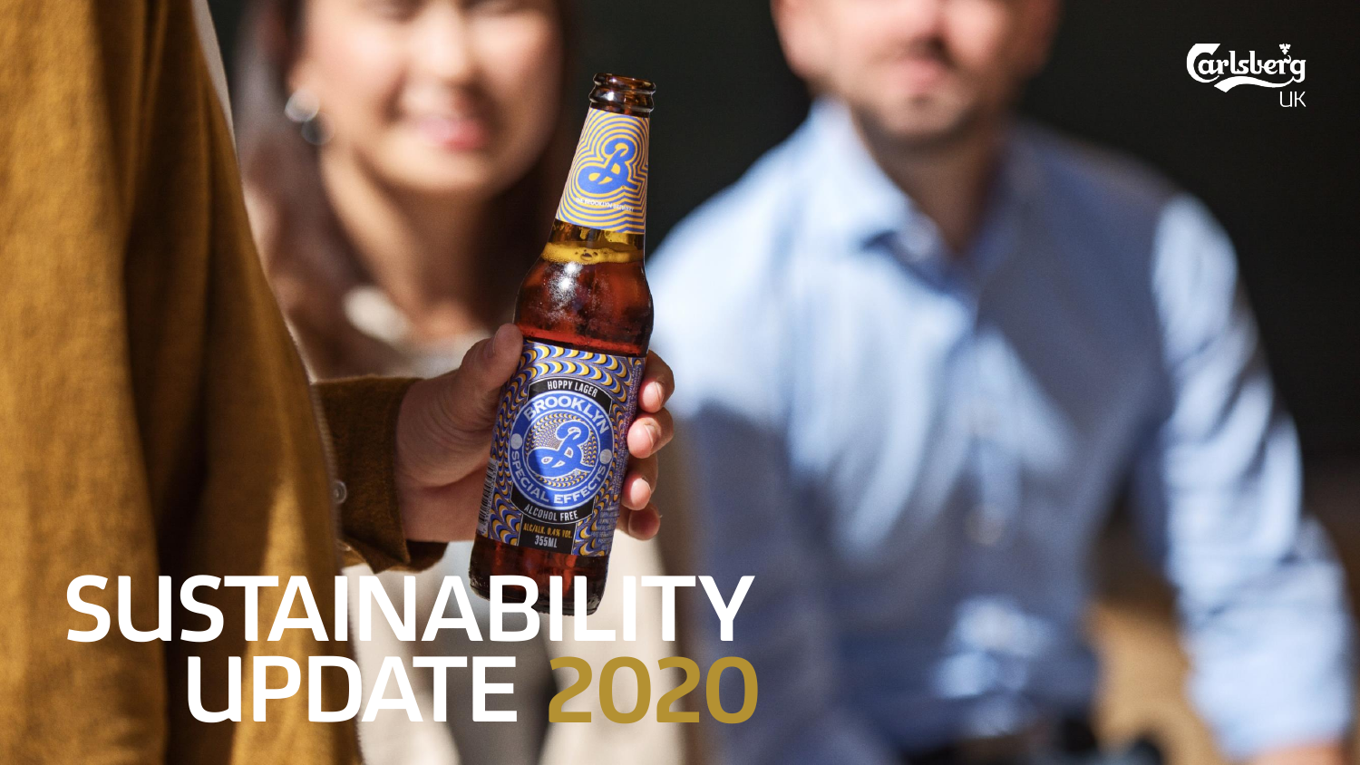# SUSTAINABILITY UPDATE 2020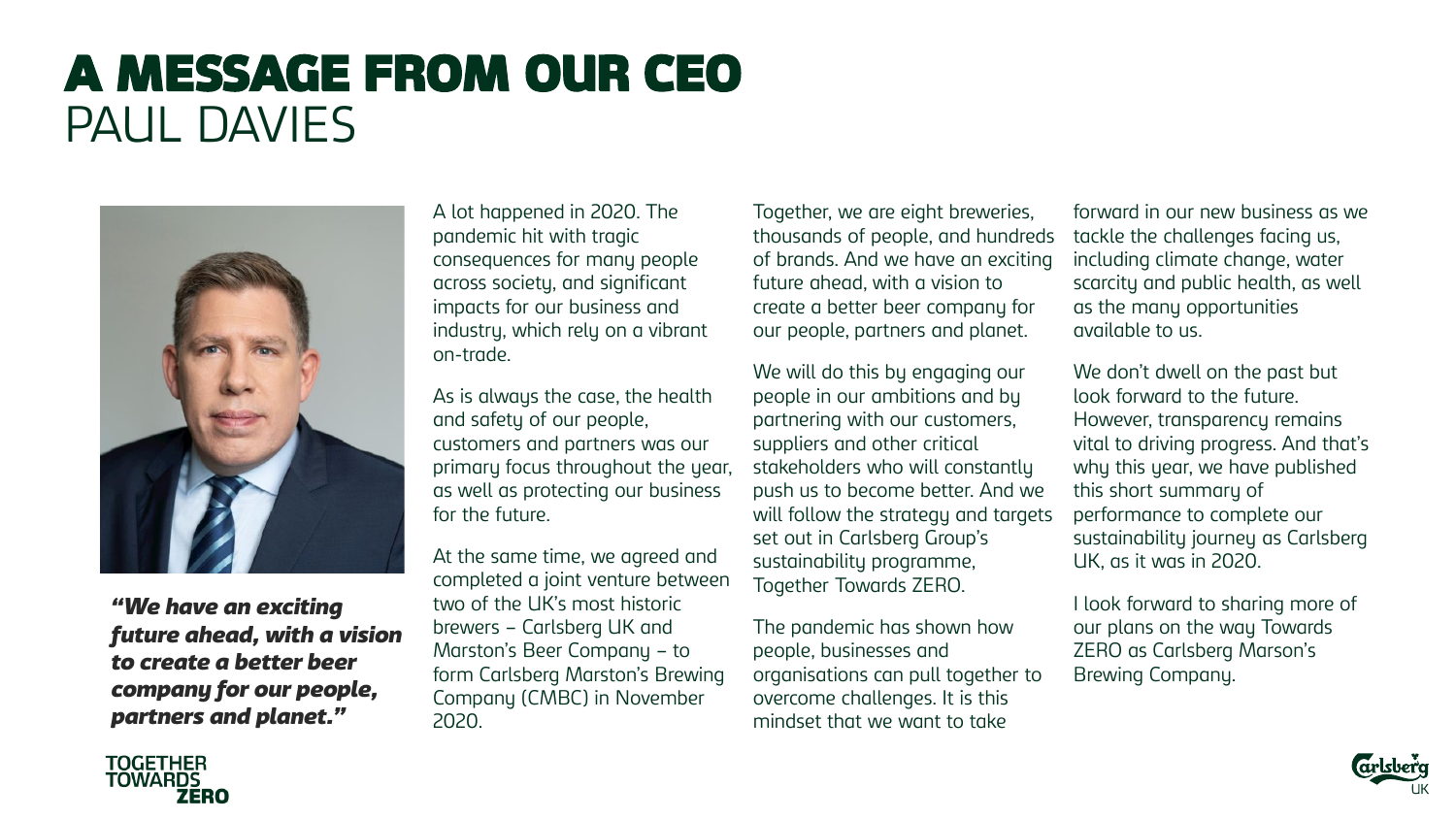# A MESSAGE FROM OUR CEO
## PAUL DAVIES

***"We have an exciting future ahead, with a vision to create a better beer company for our people, partners and planet."***

A lot happened in 2020. The pandemic hit with tragic consequences for many people across society, and significant impacts for our business and industry, which rely on a vibrant on-trade.

As is always the case, the health and safety of our people, customers and partners was our primary focus throughout the year, as well as protecting our business for the future.

At the same time, we agreed and completed a joint venture between two of the UK's most historic brewers – Carlsberg UK and Marston's Beer Company – to form Carlsberg Marston's Brewing Company (CMBC) in November 2020.

Together, we are eight breweries, thousands of people, and hundreds of brands. And we have an exciting future ahead, with a vision to create a better beer company for our people, partners and planet.

We will do this by engaging our people in our ambitions and by partnering with our customers, suppliers and other critical stakeholders who will constantly push us to become better. And we will follow the strategy and targets set out in Carlsberg Group's sustainability programme, Together Towards ZERO.

The pandemic has shown how people, businesses and organisations can pull together to overcome challenges. It is this mindset that we want to take forward in our new business as we tackle the challenges facing us, including climate change, water scarcity and public health, as well as the many opportunities available to us.

We don't dwell on the past but look forward to the future. However, transparency remains vital to driving progress. And that's why this year, we have published this short summary of performance to complete our sustainability journey as Carlsberg UK, as it was in 2020.

I look forward to sharing more of our plans on the way Towards ZERO as Carlsberg Marson's Brewing Company.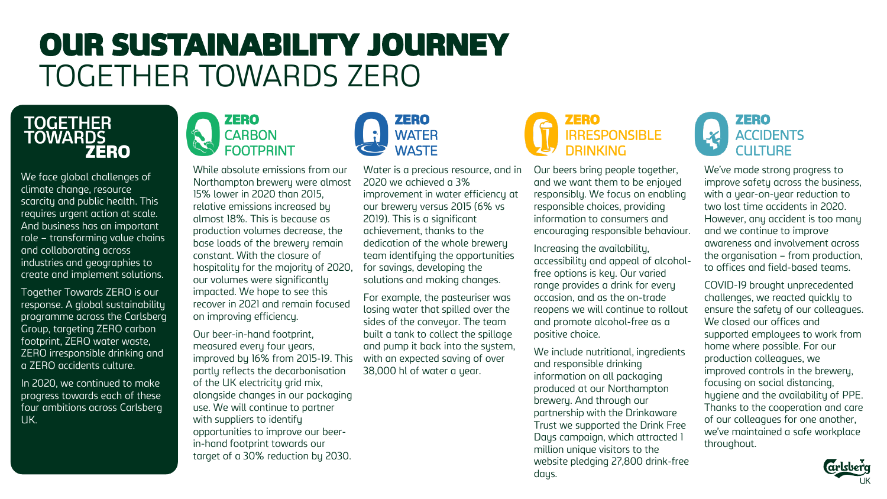# OUR SUSTAINABILITY JOURNEY
## TOGETHER TOWARDS ZERO

### TOGETHER TOWARDS ZERO

We face global challenges of climate change, resource scarcity and public health. This requires urgent action at scale. And business has an important role – transforming value chains and collaborating across industries and geographies to create and implement solutions.

Together Towards ZERO is our response. A global sustainability programme across the Carlsberg Group, targeting ZERO carbon footprint, ZERO water waste, ZERO irresponsible drinking and a ZERO accidents culture.

In 2020, we continued to make progress towards each of these four ambitions across Carlsberg UK.

### ZERO CARBON FOOTPRINT

While absolute emissions from our Northampton brewery were almost 15% lower in 2020 than 2015, relative emissions increased by almost 18%. This is because as production volumes decrease, the base loads of the brewery remain constant. With the closure of hospitality for the majority of 2020, our volumes were significantly impacted. We hope to see this recover in 2021 and remain focused on improving efficiency.

Our beer-in-hand footprint, measured every four years, improved by 16% from 2015-19. This partly reflects the decarbonisation of the UK electricity grid mix, alongside changes in our packaging use. We will continue to partner with suppliers to identify opportunities to improve our beer-in-hand footprint towards our target of a 30% reduction by 2030.

### ZERO WATER WASTE

Water is a precious resource, and in 2020 we achieved a 3% improvement in water efficiency at our brewery versus 2015 (6% vs 2019). This is a significant achievement, thanks to the dedication of the whole brewery team identifying the opportunities for savings, developing the solutions and making changes.

For example, the pasteuriser was losing water that spilled over the sides of the conveyor. The team built a tank to collect the spillage and pump it back into the system, with an expected saving of over 38,000 hl of water a year.

### ZERO IRRESPONSIBLE DRINKING

Our beers bring people together, and we want them to be enjoyed responsibly. We focus on enabling responsible choices, providing information to consumers and encouraging responsible behaviour.

Increasing the availability, accessibility and appeal of alcohol-free options is key. Our varied range provides a drink for every occasion, and as the on-trade reopens we will continue to rollout and promote alcohol-free as a positive choice.

We include nutritional, ingredients and responsible drinking information on all packaging produced at our Northampton brewery. And through our partnership with the Drinkaware Trust we supported the Drink Free Days campaign, which attracted 1 million unique visitors to the website pledging 27,800 drink-free days.

### ZERO ACCIDENTS CULTURE

We've made strong progress to improve safety across the business, with a year-on-year reduction to two lost time accidents in 2020. However, any accident is too many and we continue to improve awareness and involvement across the organisation – from production, to offices and field-based teams.

COVID-19 brought unprecedented challenges, we reacted quickly to ensure the safety of our colleagues. We closed our offices and supported employees to work from home where possible. For our production colleagues, we improved controls in the brewery, focusing on social distancing, hygiene and the availability of PPE. Thanks to the cooperation and care of our colleagues for one another, we've maintained a safe workplace throughout.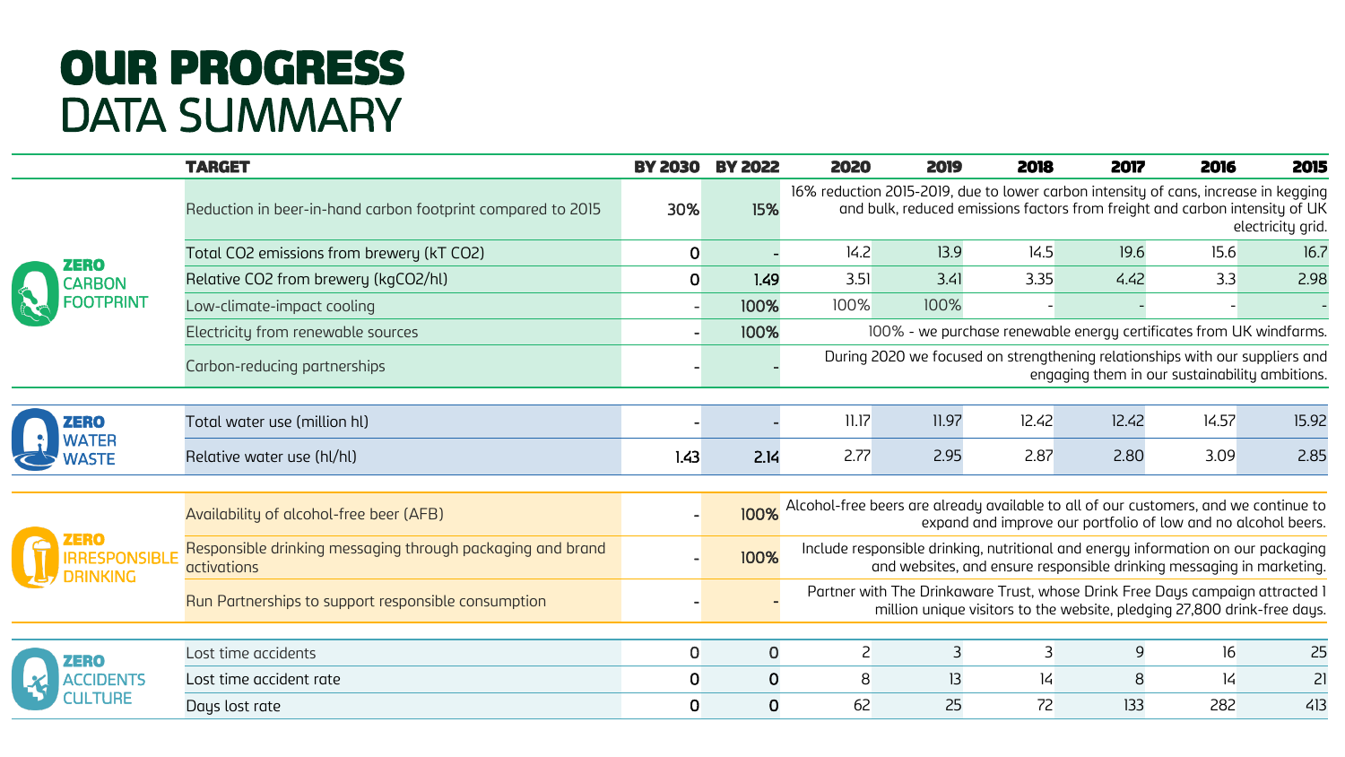# OUR PROGRESS
## DATA SUMMARY

| | TARGET | BY 2030 | BY 2022 | 2020 | 2019 | 2018 | 2017 | 2016 | 2015 |
|---|---|---|---|---|---|---|---|---|---|
| **ZERO** CARBON FOOTPRINT | Reduction in beer-in-hand carbon footprint compared to 2015 | 30% | 15% | 16% reduction 2015-2019, due to lower carbon intensity of cans, increase in kegging and bulk, reduced emissions factors from freight and carbon intensity of UK electricity grid. | | | | | |
| | Total CO2 emissions from brewery (kT CO2) | 0 | - | 14.2 | 13.9 | 14.5 | 19.6 | 15.6 | 16.7 |
| | Relative CO2 from brewery (kgCO2/hl) | 0 | 1.49 | 3.51 | 3.41 | 3.35 | 4.42 | 3.3 | 2.98 |
| | Low-climate-impact cooling | - | 100% | 100% | 100% | - | - | - | - |
| | Electricity from renewable sources | - | 100% | 100% - we purchase renewable energy certificates from UK windfarms. | | | | | |
| | Carbon-reducing partnerships | - | - | During 2020 we focused on strengthening relationships with our suppliers and engaging them in our sustainability ambitions. | | | | | |
| **ZERO** WATER WASTE | Total water use (million hl) | - | - | 11.17 | 11.97 | 12.42 | 12.42 | 14.57 | 15.92 |
| | Relative water use (hl/hl) | 1.43 | 2.14 | 2.77 | 2.95 | 2.87 | 2.80 | 3.09 | 2.85 |
| **ZERO** IRRESPONSIBLE DRINKING | Availability of alcohol-free beer (AFB) | - | 100% | Alcohol-free beers are already available to all of our customers, and we continue to expand and improve our portfolio of low and no alcohol beers. | | | | | |
| | Responsible drinking messaging through packaging and brand activations | - | 100% | Include responsible drinking, nutritional and energy information on our packaging and websites, and ensure responsible drinking messaging in marketing. | | | | | |
| | Run Partnerships to support responsible consumption | - | - | Partner with The Drinkaware Trust, whose Drink Free Days campaign attracted 1 million unique visitors to the website, pledging 27,800 drink-free days. | | | | | |
| **ZERO** ACCIDENTS CULTURE | Lost time accidents | 0 | 0 | 2 | 3 | 3 | 9 | 16 | 25 |
| | Lost time accident rate | 0 | 0 | 8 | 13 | 14 | 8 | 14 | 21 |
| | Days lost rate | 0 | 0 | 62 | 25 | 72 | 133 | 282 | 413 |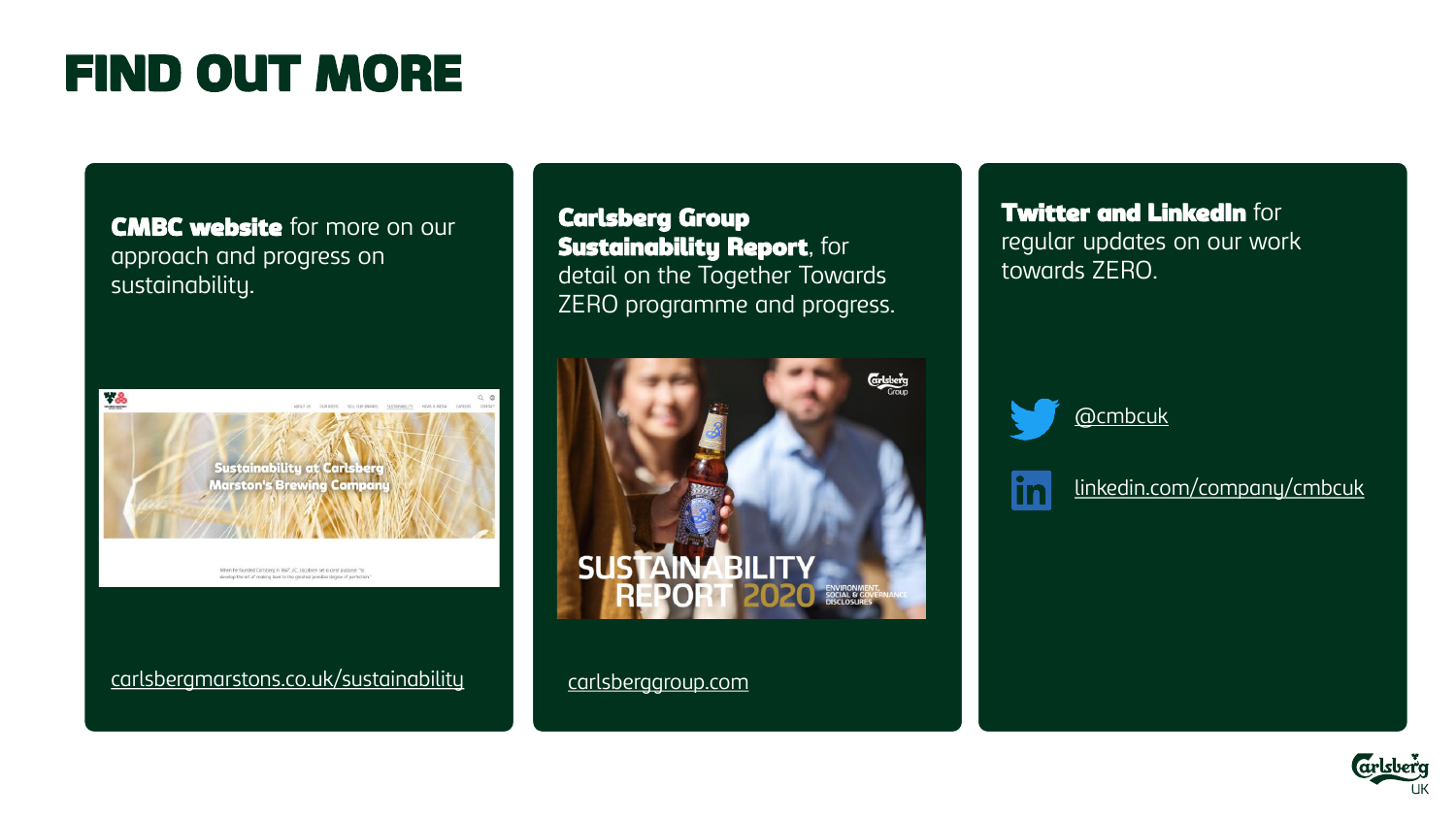# FIND OUT MORE

**CMBC website** for more on our approach and progress on sustainability.

carlsbergmarstons.co.uk/sustainability

**Carlsberg Group Sustainability Report**, for detail on the Together Towards ZERO programme and progress.

carlsberggroup.com

**Twitter and LinkedIn** for regular updates on our work towards ZERO.

@cmbcuk

linkedin.com/company/cmbcuk